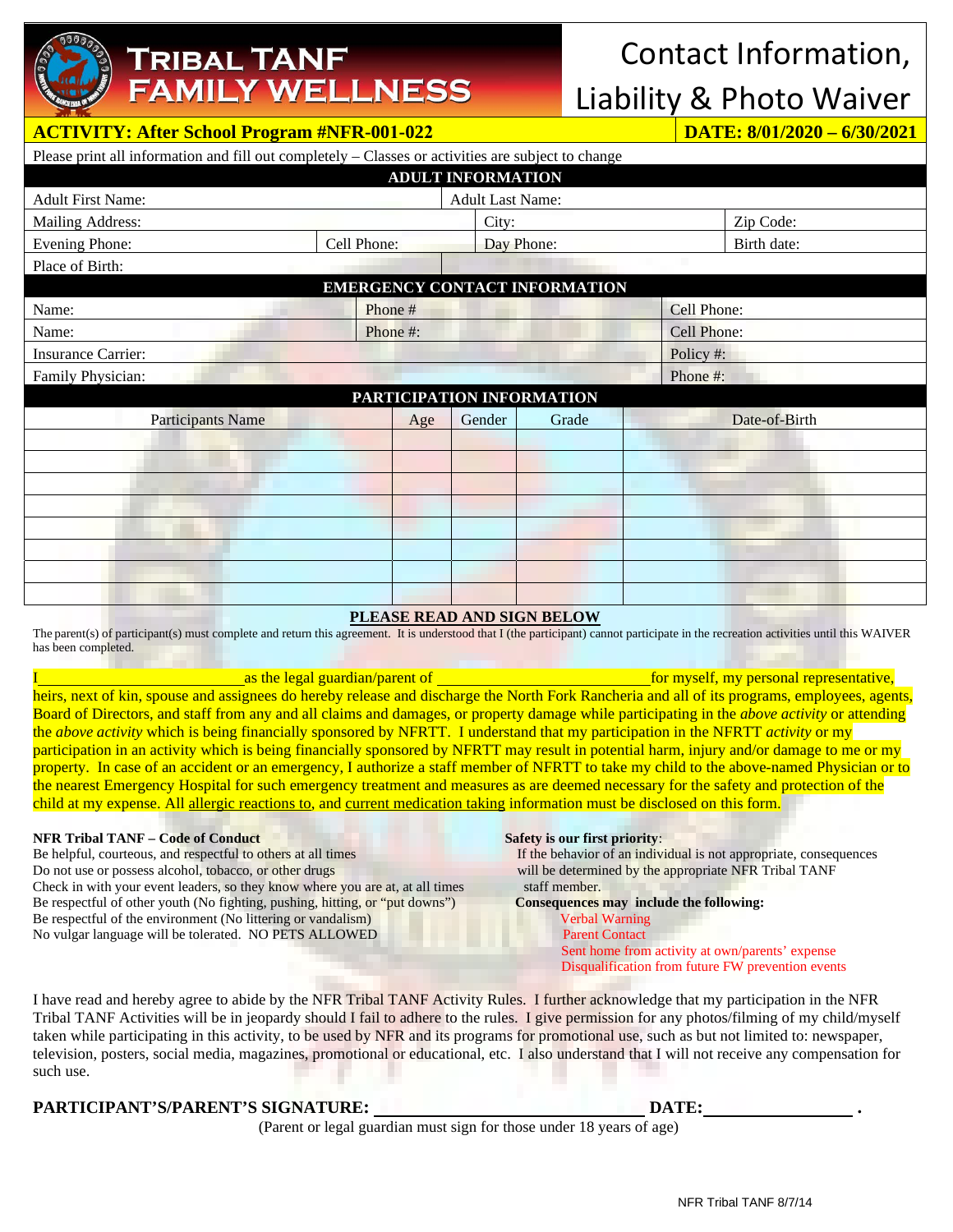# Tribal TANF Family Wellness

# Contact Information, Liability & Photo Waiver

**ACTIVITY: After School Program #NFR-001-022** **DATE: 8/01/2020 – 6/30/2021**

Please print all information and fill out completely – Classes or activities are subject to change

**ADULT INFORMATION**

| | | | |
|---|---|---|---|
| Adult First Name: | | Adult Last Name: | |
| Mailing Address: | | City: | Zip Code: |
| Evening Phone: | Cell Phone: | Day Phone: | Birth date: |
| Place of Birth: | | | |

**EMERGENCY CONTACT INFORMATION**

| | | |
|---|---|---|
| Name: | Phone # | Cell Phone: |
| Name: | Phone #: | Cell Phone: |
| Insurance Carrier: | | Policy #: |
| Family Physician: | | Phone #: |

**PARTICIPATION INFORMATION**

| Participants Name | Age | Gender | Grade | Date-of-Birth |
|---|---|---|---|---|
| | | | | |
| | | | | |
| | | | | |
| | | | | |
| | | | | |
| | | | | |
| | | | | |
| | | | | |

**PLEASE READ AND SIGN BELOW**

The parent(s) of participant(s) must complete and return this agreement. It is understood that I (the participant) cannot participate in the recreation activities until this WAIVER has been completed.

I__________________________as the legal guardian/parent of __________________________for myself, my personal representative, heirs, next of kin, spouse and assignees do hereby release and discharge the North Fork Rancheria and all of its programs, employees, agents, Board of Directors, and staff from any and all claims and damages, or property damage while participating in the *above activity* or attending the *above activity* which is being financially sponsored by NFRTT. I understand that my participation in the NFRTT *activity* or my participation in an activity which is being financially sponsored by NFRTT may result in potential harm, injury and/or damage to me or my property. In case of an accident or an emergency, I authorize a staff member of NFRTT to take my child to the above-named Physician or to the nearest Emergency Hospital for such emergency treatment and measures as are deemed necessary for the safety and protection of the child at my expense. All allergic reactions to, and current medication taking information must be disclosed on this form.

**NFR Tribal TANF – Code of Conduct**

Be helpful, courteous, and respectful to others at all times
Do not use or possess alcohol, tobacco, or other drugs
Check in with your event leaders, so they know where you are at, at all times
Be respectful of other youth (No fighting, pushing, hitting, or "put downs")
Be respectful of the environment (No littering or vandalism)
No vulgar language will be tolerated. NO PETS ALLOWED

**Safety is our first priority**:
If the behavior of an individual is not appropriate, consequences will be determined by the appropriate NFR Tribal TANF staff member.

**Consequences may include the following:**
Verbal Warning
Parent Contact
Sent home from activity at own/parents' expense
Disqualification from future FW prevention events

I have read and hereby agree to abide by the NFR Tribal TANF Activity Rules. I further acknowledge that my participation in the NFR Tribal TANF Activities will be in jeopardy should I fail to adhere to the rules. I give permission for any photos/filming of my child/myself taken while participating in this activity, to be used by NFR and its programs for promotional use, such as but not limited to: newspaper, television, posters, social media, magazines, promotional or educational, etc. I also understand that I will not receive any compensation for such use.

**PARTICIPANT'S/PARENT'S SIGNATURE:** ______________________________ **DATE:**_________________ .

(Parent or legal guardian must sign for those under 18 years of age)

NFR Tribal TANF 8/7/14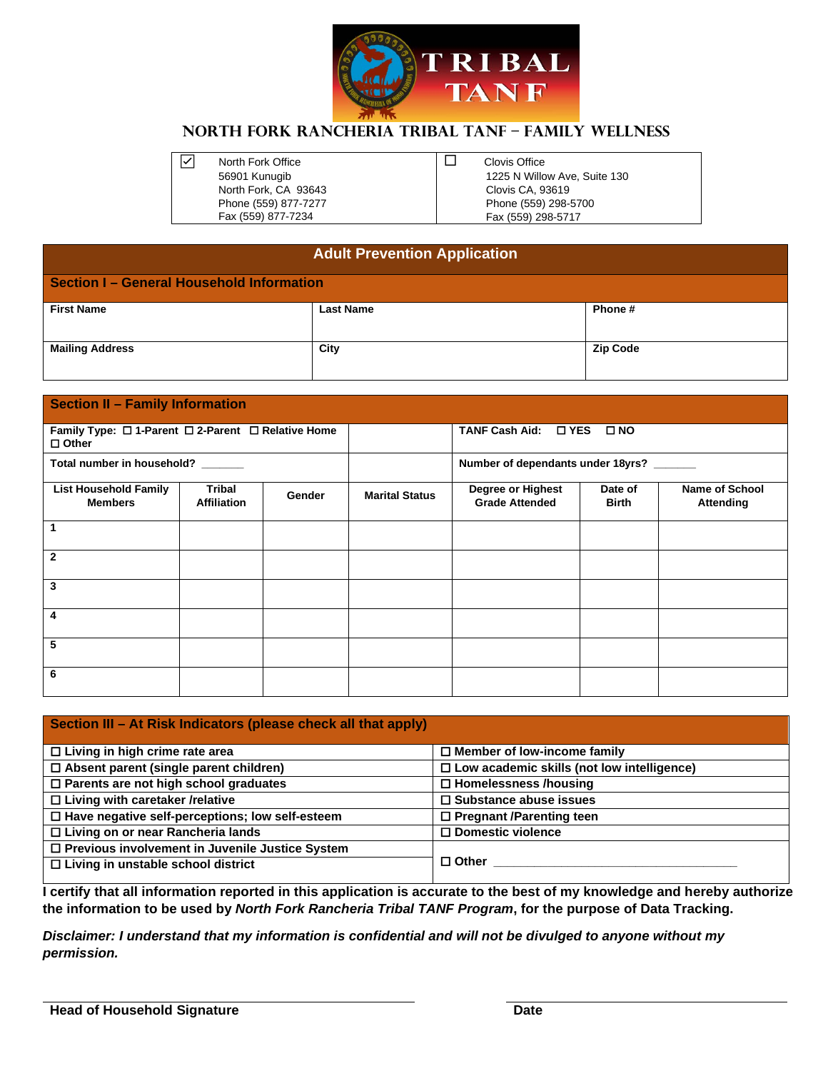## NORTH FORK RANCHERIA TRIBAL TANF – FAMILY WELLNESS

| | | | |
|---|---|---|---|
| ☑ | North Fork Office<br>56901 Kunugib<br>North Fork, CA 93643<br>Phone (559) 877-7277<br>Fax (559) 877-7234 | ☐ | Clovis Office<br>1225 N Willow Ave, Suite 130<br>Clovis CA, 93619<br>Phone (559) 298-5700<br>Fax (559) 298-5717 |

# Adult Prevention Application

## Section I – General Household Information

| First Name | Last Name | Phone # |
|---|---|---|
| | | |
| **Mailing Address** | **City** | **Zip Code** |
| | | |

## Section II – Family Information

| Family Type: ☐ 1-Parent ☐ 2-Parent ☐ Relative Home ☐ Other | | | | TANF Cash Aid: ☐ YES ☐ NO | | |
|---|---|---|---|---|---|---|
| Total number in household? ______ | | | | Number of dependants under 18yrs? ______ | | |
| **List Household Family Members** | **Tribal Affiliation** | **Gender** | **Marital Status** | **Degree or Highest Grade Attended** | **Date of Birth** | **Name of School Attending** |
| 1 | | | | | | |
| 2 | | | | | | |
| 3 | | | | | | |
| 4 | | | | | | |
| 5 | | | | | | |
| 6 | | | | | | |

## Section III – At Risk Indicators (please check all that apply)

| | |
|---|---|
| ☐ Living in high crime rate area | ☐ Member of low-income family |
| ☐ Absent parent (single parent children) | ☐ Low academic skills (not low intelligence) |
| ☐ Parents are not high school graduates | ☐ Homelessness /housing |
| ☐ Living with caretaker /relative | ☐ Substance abuse issues |
| ☐ Have negative self-perceptions; low self-esteem | ☐ Pregnant /Parenting teen |
| ☐ Living on or near Rancheria lands | ☐ Domestic violence |
| ☐ Previous involvement in Juvenile Justice System | ☐ Other ______________________________ |
| ☐ Living in unstable school district | |

**I certify that all information reported in this application is accurate to the best of my knowledge and hereby authorize the information to be used by *North Fork Rancheria Tribal TANF Program*, for the purpose of Data Tracking.**

***Disclaimer: I understand that my information is confidential and will not be divulged to anyone without my permission.***

______________________________________ ______________________

**Head of Household Signature** **Date**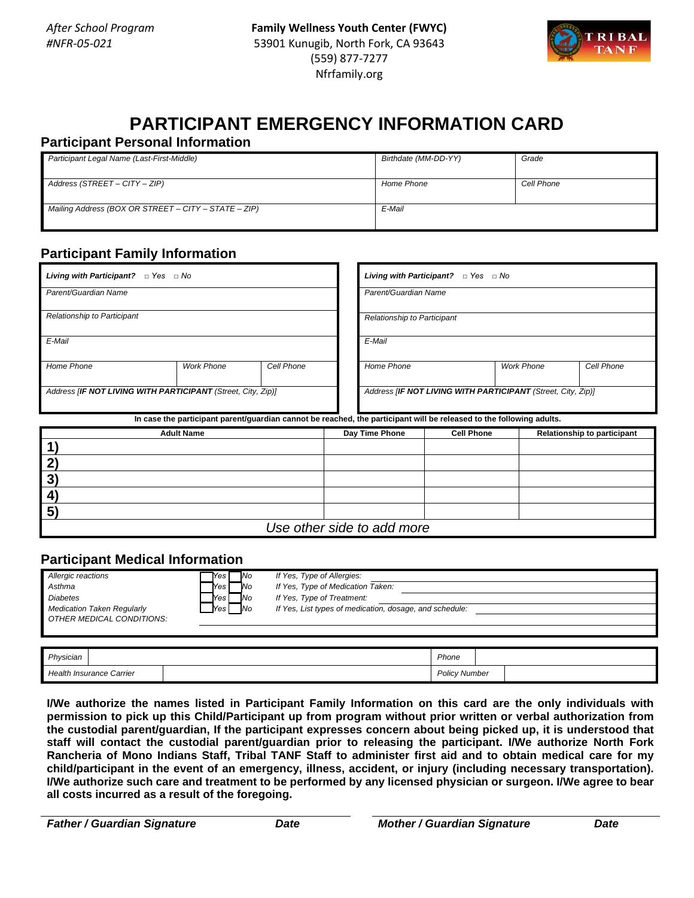*After School Program*
*#NFR-05-021*

**Family Wellness Youth Center (FWYC)**
53901 Kunugib, North Fork, CA 93643
(559) 877-7277
Nfrfamily.org

TRIBAL TANF

# PARTICIPANT EMERGENCY INFORMATION CARD

## Participant Personal Information

| | | |
|---|---|---|
| *Participant Legal Name (Last-First-Middle)* | *Birthdate (MM-DD-YY)* | *Grade* |
| *Address (STREET – CITY – ZIP)* | *Home Phone* | *Cell Phone* |
| *Mailing Address (BOX OR STREET – CITY – STATE – ZIP)* | *E-Mail* | |

## Participant Family Information

| | | |
|---|---|---|
| ***Living with Participant?*** □ *Yes* □ *No* | | |
| *Parent/Guardian Name* | | |
| *Relationship to Participant* | | |
| *E-Mail* | | |
| *Home Phone* | *Work Phone* | *Cell Phone* |
| *Address [**IF NOT LIVING WITH PARTICIPANT** (Street, City, Zip)]* | | |

| | | |
|---|---|---|
| ***Living with Participant?*** □ *Yes* □ *No* | | |
| *Parent/Guardian Name* | | |
| *Relationship to Participant* | | |
| *E-Mail* | | |
| *Home Phone* | *Work Phone* | *Cell Phone* |
| *Address [**IF NOT LIVING WITH PARTICIPANT** (Street, City, Zip)]* | | |

**In case the participant parent/guardian cannot be reached, the participant will be released to the following adults.**

| Adult Name | Day Time Phone | Cell Phone | Relationship to participant |
|---|---|---|---|
| 1) | | | |
| 2) | | | |
| 3) | | | |
| 4) | | | |
| 5) | | | |

*Use other side to add more*

## Participant Medical Information

| | | |
|---|---|---|
| *Allergic reactions* | ☐ *Yes* ☐ *No* | *If Yes, Type of Allergies:* |
| *Asthma* | ☐ *Yes* ☐ *No* | *If Yes, Type of Medication Taken:* |
| *Diabetes* | ☐ *Yes* ☐ *No* | *If Yes, Type of Treatment:* |
| *Medication Taken Regularly* | ☐ *Yes* ☐ *No* | *If Yes, List types of medication, dosage, and schedule:* |
| *OTHER MEDICAL CONDITIONS:* | | |

| | | | |
|---|---|---|---|
| *Physician* | | *Phone* | |
| *Health Insurance Carrier* | | *Policy Number* | |

**I/We authorize the names listed in Participant Family Information on this card are the only individuals with permission to pick up this Child/Participant up from program without prior written or verbal authorization from the custodial parent/guardian, If the participant expresses concern about being picked up, it is understood that staff will contact the custodial parent/guardian prior to releasing the participant. I/We authorize North Fork Rancheria of Mono Indians Staff, Tribal TANF Staff to administer first aid and to obtain medical care for my child/participant in the event of an emergency, illness, accident, or injury (including necessary transportation). I/We authorize such care and treatment to be performed by any licensed physician or surgeon. I/We agree to bear all costs incurred as a result of the foregoing.**

***Father / Guardian Signature*** ***Date*** ***Mother / Guardian Signature*** ***Date***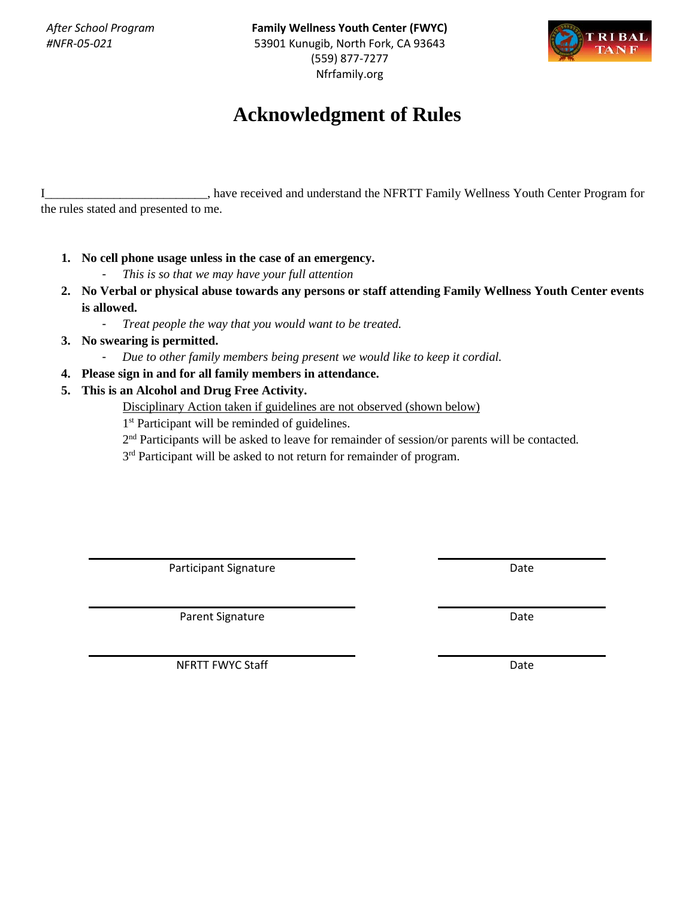*After School Program*
*#NFR-05-021*

**Family Wellness Youth Center (FWYC)**
53901 Kunugib, North Fork, CA 93643
(559) 877-7277
Nfrfamily.org

# Acknowledgment of Rules

I_________________________, have received and understand the NFRTT Family Wellness Youth Center Program for the rules stated and presented to me.

1. **No cell phone usage unless in the case of an emergency.**
   - *This is so that we may have your full attention*
2. **No Verbal or physical abuse towards any persons or staff attending Family Wellness Youth Center events is allowed.**
   - *Treat people the way that you would want to be treated.*
3. **No swearing is permitted.**
   - *Due to other family members being present we would like to keep it cordial.*
4. **Please sign in and for all family members in attendance.**
5. **This is an Alcohol and Drug Free Activity.**

   Disciplinary Action taken if guidelines are not observed (shown below)

   1st Participant will be reminded of guidelines.

   2nd Participants will be asked to leave for remainder of session/or parents will be contacted.

   3rd Participant will be asked to not return for remainder of program.

| | |
|---|---|
| ______________________ Participant Signature | ____________ Date |
| ______________________ Parent Signature | ____________ Date |
| ______________________ NFRTT FWYC Staff | ____________ Date |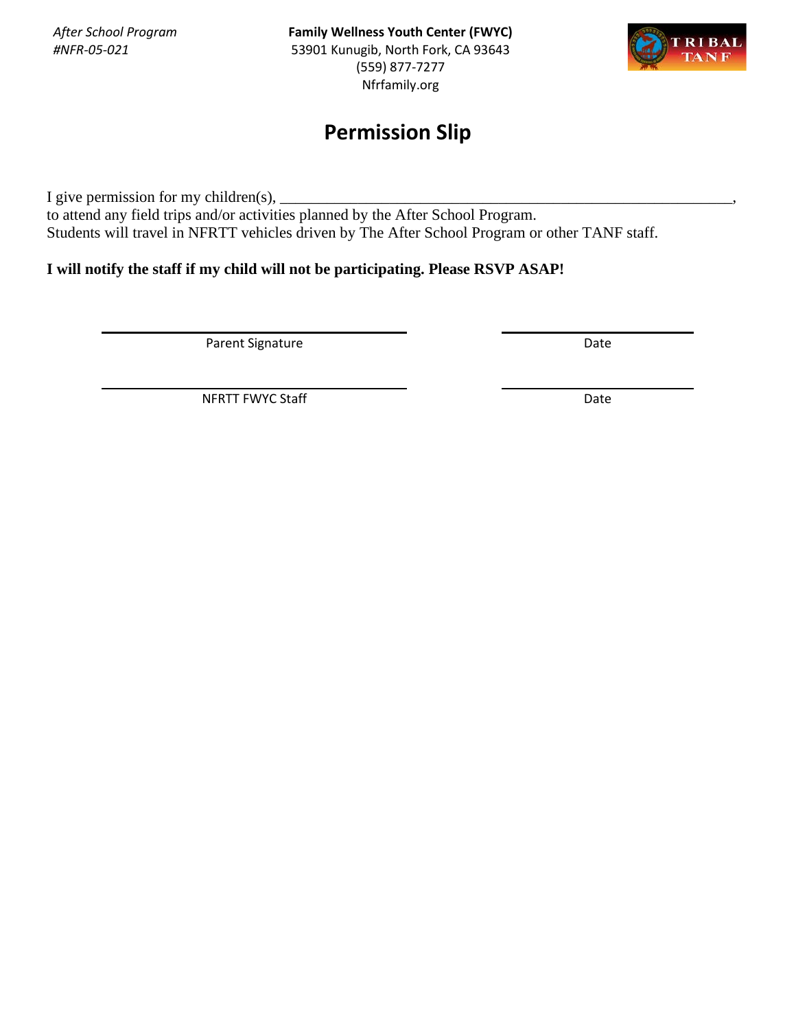*After School Program*
*#NFR-05-021*

**Family Wellness Youth Center (FWYC)**
53901 Kunugib, North Fork, CA 93643
(559) 877-7277
Nfrfamily.org

TRIBAL TANF

# Permission Slip

I give permission for my children(s), ____________________________________________________________,
to attend any field trips and/or activities planned by the After School Program.
Students will travel in NFRTT vehicles driven by The After School Program or other TANF staff.

**I will notify the staff if my child will not be participating. Please RSVP ASAP!**

________________________________ ____________________
Parent Signature Date

________________________________ ____________________
NFRTT FWYC Staff Date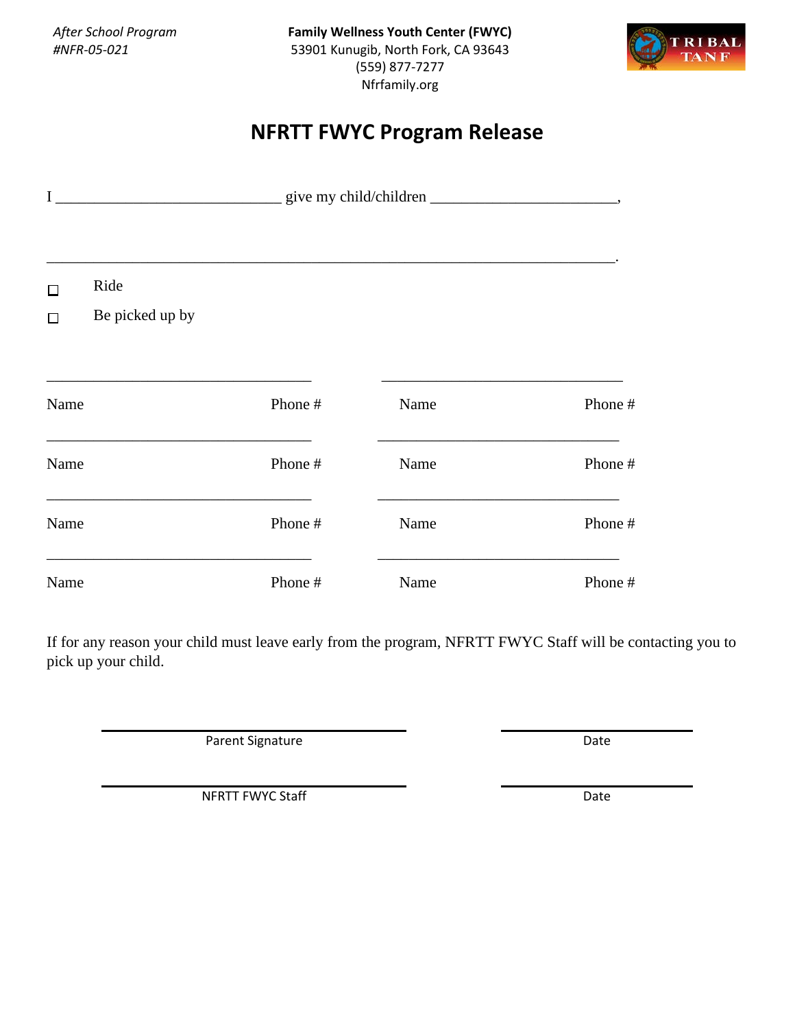*After School Program*
*#NFR-05-021*

**Family Wellness Youth Center (FWYC)**
53901 Kunugib, North Fork, CA 93643
(559) 877-7277
Nfrfamily.org

# NFRTT FWYC Program Release

I ____________________________ give my child/children _______________________,

_______________________________________________________________________.

☐ Ride

☐ Be picked up by

| | | | |
|---|---|---|---|
| Name | Phone # | Name | Phone # |
| Name | Phone # | Name | Phone # |
| Name | Phone # | Name | Phone # |
| Name | Phone # | Name | Phone # |

If for any reason your child must leave early from the program, NFRTT FWYC Staff will be contacting you to pick up your child.

_______________________________ Parent Signature    ______________ Date

_______________________________ NFRTT FWYC Staff    ______________ Date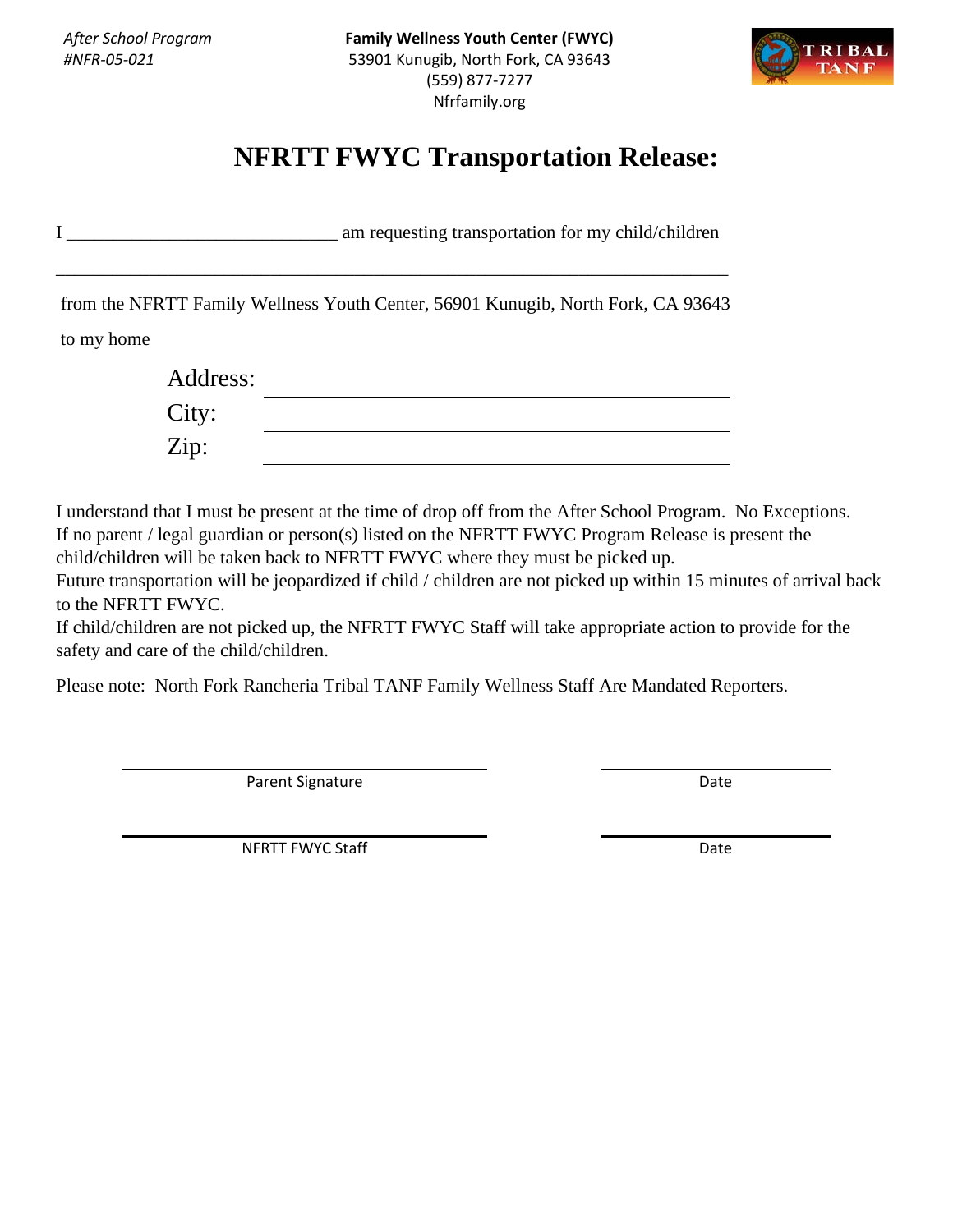*After School Program*
*#NFR-05-021*

**Family Wellness Youth Center (FWYC)**
53901 Kunugib, North Fork, CA 93643
(559) 877-7277
Nfrfamily.org

TRIBAL TANF

# NFRTT FWYC Transportation Release:

I ____________________________ am requesting transportation for my child/children

_____________________________________________________________________

from the NFRTT Family Wellness Youth Center, 56901 Kunugib, North Fork, CA 93643

to my home

Address: ______________________________________

City: ______________________________________

Zip: ______________________________________

I understand that I must be present at the time of drop off from the After School Program. No Exceptions. If no parent / legal guardian or person(s) listed on the NFRTT FWYC Program Release is present the child/children will be taken back to NFRTT FWYC where they must be picked up.
Future transportation will be jeopardized if child / children are not picked up within 15 minutes of arrival back to the NFRTT FWYC.
If child/children are not picked up, the NFRTT FWYC Staff will take appropriate action to provide for the safety and care of the child/children.

Please note: North Fork Rancheria Tribal TANF Family Wellness Staff Are Mandated Reporters.

______________________________ ____________________
Parent Signature Date

______________________________ ____________________
NFRTT FWYC Staff Date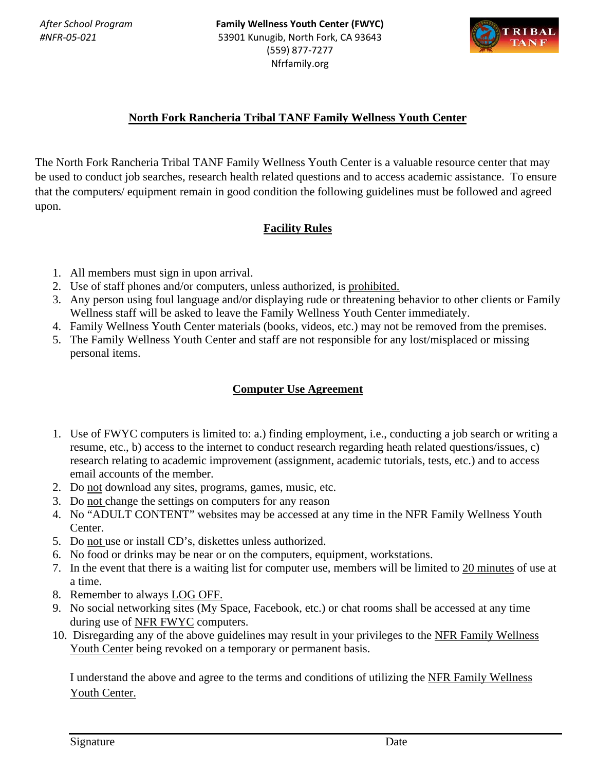*After School Program*
*#NFR-05-021*

**Family Wellness Youth Center (FWYC)**
53901 Kunugib, North Fork, CA 93643
(559) 877-7277
Nfrfamily.org

## North Fork Rancheria Tribal TANF Family Wellness Youth Center

The North Fork Rancheria Tribal TANF Family Wellness Youth Center is a valuable resource center that may be used to conduct job searches, research health related questions and to access academic assistance. To ensure that the computers/ equipment remain in good condition the following guidelines must be followed and agreed upon.

### Facility Rules

1. All members must sign in upon arrival.
2. Use of staff phones and/or computers, unless authorized, is prohibited.
3. Any person using foul language and/or displaying rude or threatening behavior to other clients or Family Wellness staff will be asked to leave the Family Wellness Youth Center immediately.
4. Family Wellness Youth Center materials (books, videos, etc.) may not be removed from the premises.
5. The Family Wellness Youth Center and staff are not responsible for any lost/misplaced or missing personal items.

### Computer Use Agreement

1. Use of FWYC computers is limited to: a.) finding employment, i.e., conducting a job search or writing a resume, etc., b) access to the internet to conduct research regarding heath related questions/issues, c) research relating to academic improvement (assignment, academic tutorials, tests, etc.) and to access email accounts of the member.
2. Do not download any sites, programs, games, music, etc.
3. Do not change the settings on computers for any reason
4. No "ADULT CONTENT" websites may be accessed at any time in the NFR Family Wellness Youth Center.
5. Do not use or install CD's, diskettes unless authorized.
6. No food or drinks may be near or on the computers, equipment, workstations.
7. In the event that there is a waiting list for computer use, members will be limited to 20 minutes of use at a time.
8. Remember to always LOG OFF.
9. No social networking sites (My Space, Facebook, etc.) or chat rooms shall be accessed at any time during use of NFR FWYC computers.
10. Disregarding any of the above guidelines may result in your privileges to the NFR Family Wellness Youth Center being revoked on a temporary or permanent basis.

I understand the above and agree to the terms and conditions of utilizing the NFR Family Wellness Youth Center.

Signature　　　　　　　　　　　　　　　　　　　　Date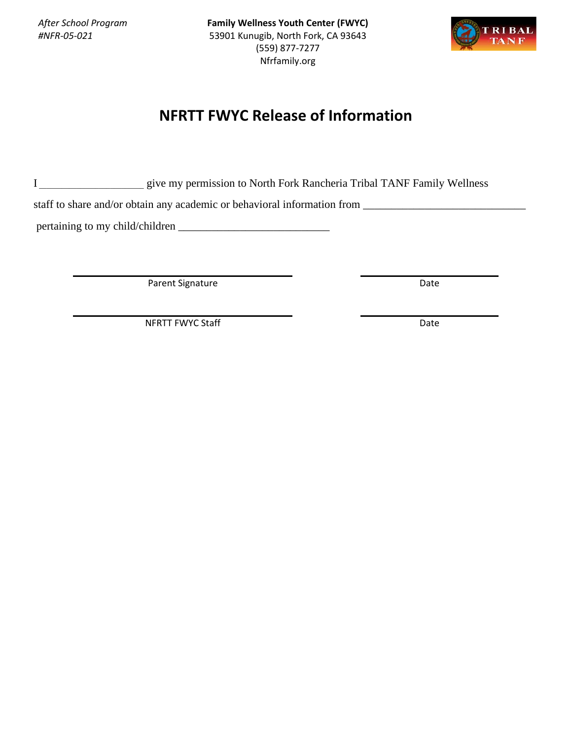*After School Program*
*#NFR-05-021*

**Family Wellness Youth Center (FWYC)**
53901 Kunugib, North Fork, CA 93643
(559) 877-7277
Nfrfamily.org

# NFRTT FWYC Release of Information

I ___________________ give my permission to North Fork Rancheria Tribal TANF Family Wellness staff to share and/or obtain any academic or behavioral information from _____________________________ pertaining to my child/children ___________________________

| | |
|---|---|
| ______________________________ | ____________________ |
| Parent Signature | Date |
| ______________________________ | ____________________ |
| NFRTT FWYC Staff | Date |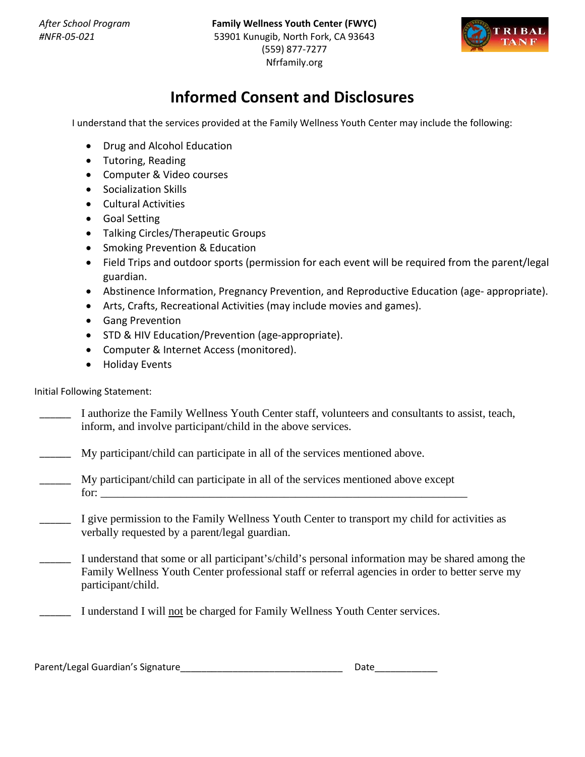*After School Program*
*#NFR-05-021*

**Family Wellness Youth Center (FWYC)**
53901 Kunugib, North Fork, CA 93643
(559) 877-7277
Nfrfamily.org

# Informed Consent and Disclosures

I understand that the services provided at the Family Wellness Youth Center may include the following:

- Drug and Alcohol Education
- Tutoring, Reading
- Computer & Video courses
- Socialization Skills
- Cultural Activities
- Goal Setting
- Talking Circles/Therapeutic Groups
- Smoking Prevention & Education
- Field Trips and outdoor sports (permission for each event will be required from the parent/legal guardian.
- Abstinence Information, Pregnancy Prevention, and Reproductive Education (age- appropriate).
- Arts, Crafts, Recreational Activities (may include movies and games).
- Gang Prevention
- STD & HIV Education/Prevention (age-appropriate).
- Computer & Internet Access (monitored).
- Holiday Events

Initial Following Statement:

______ I authorize the Family Wellness Youth Center staff, volunteers and consultants to assist, teach, inform, and involve participant/child in the above services.

______ My participant/child can participate in all of the services mentioned above.

______ My participant/child can participate in all of the services mentioned above except for: ____________________________________________________________________

______ I give permission to the Family Wellness Youth Center to transport my child for activities as verbally requested by a parent/legal guardian.

______ I understand that some or all participant's/child's personal information may be shared among the Family Wellness Youth Center professional staff or referral agencies in order to better serve my participant/child.

______ I understand I will not be charged for Family Wellness Youth Center services.

Parent/Legal Guardian's Signature________________________________ Date____________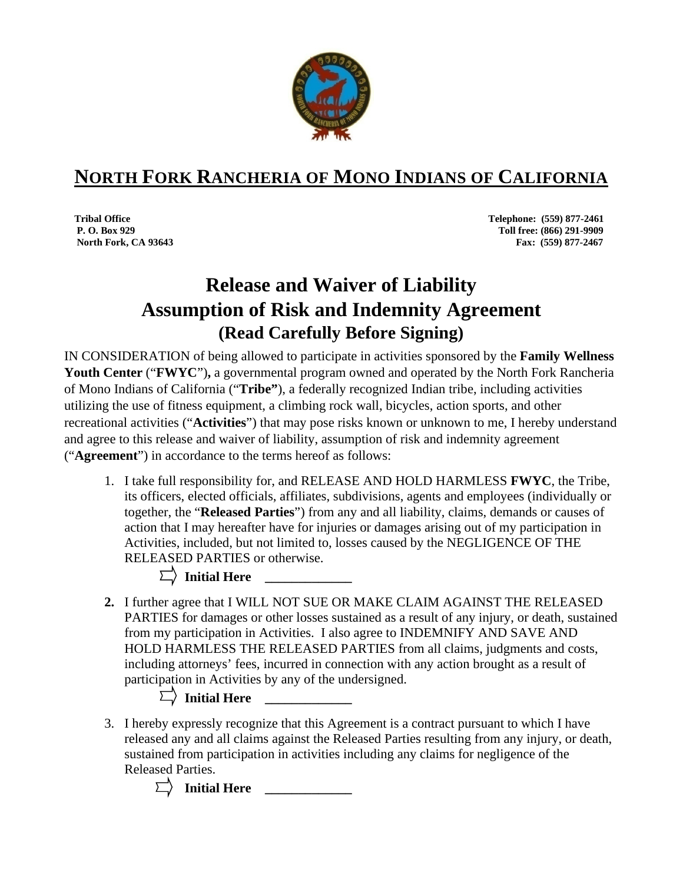# NORTH FORK RANCHERIA OF MONO INDIANS OF CALIFORNIA

**Tribal Office**
**P. O. Box 929**
**North Fork, CA 93643**

**Telephone: (559) 877-2461**
**Toll free: (866) 291-9909**
**Fax: (559) 877-2467**

# Release and Waiver of Liability
# Assumption of Risk and Indemnity Agreement
## (Read Carefully Before Signing)

IN CONSIDERATION of being allowed to participate in activities sponsored by the **Family Wellness Youth Center** ("**FWYC**")**,** a governmental program owned and operated by the North Fork Rancheria of Mono Indians of California ("**Tribe"**), a federally recognized Indian tribe, including activities utilizing the use of fitness equipment, a climbing rock wall, bicycles, action sports, and other recreational activities ("**Activities**") that may pose risks known or unknown to me, I hereby understand and agree to this release and waiver of liability, assumption of risk and indemnity agreement ("**Agreement**") in accordance to the terms hereof as follows:

1. I take full responsibility for, and RELEASE AND HOLD HARMLESS **FWYC**, the Tribe, its officers, elected officials, affiliates, subdivisions, agents and employees (individually or together, the "**Released Parties**") from any and all liability, claims, demands or causes of action that I may hereafter have for injuries or damages arising out of my participation in Activities, included, but not limited to, losses caused by the NEGLIGENCE OF THE RELEASED PARTIES or otherwise.

   ⇨ **Initial Here** _____________

2. I further agree that I WILL NOT SUE OR MAKE CLAIM AGAINST THE RELEASED PARTIES for damages or other losses sustained as a result of any injury, or death, sustained from my participation in Activities. I also agree to INDEMNIFY AND SAVE AND HOLD HARMLESS THE RELEASED PARTIES from all claims, judgments and costs, including attorneys' fees, incurred in connection with any action brought as a result of participation in Activities by any of the undersigned.

   ⇨ **Initial Here** _____________

3. I hereby expressly recognize that this Agreement is a contract pursuant to which I have released any and all claims against the Released Parties resulting from any injury, or death, sustained from participation in activities including any claims for negligence of the Released Parties.

   ⇨ **Initial Here** _____________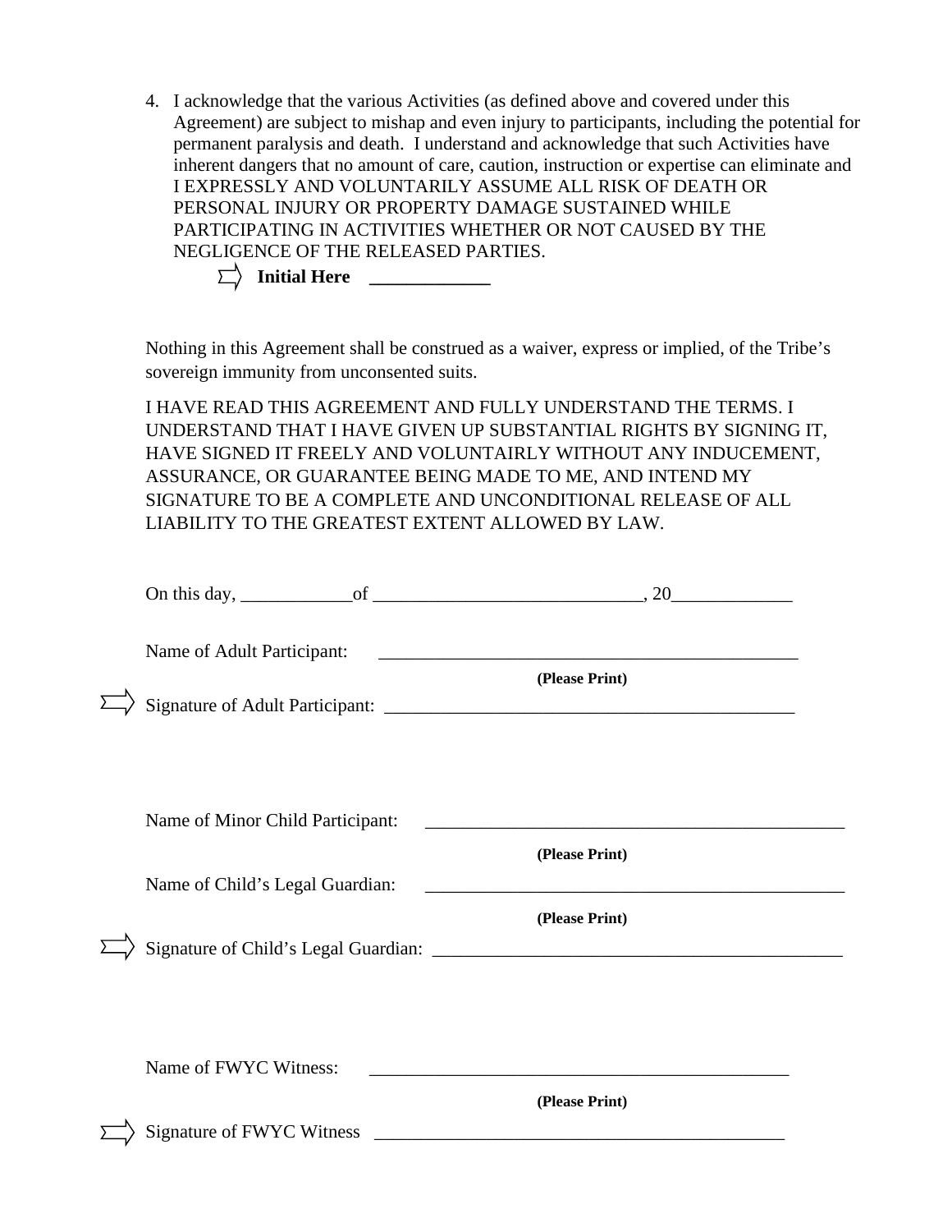4. I acknowledge that the various Activities (as defined above and covered under this Agreement) are subject to mishap and even injury to participants, including the potential for permanent paralysis and death. I understand and acknowledge that such Activities have inherent dangers that no amount of care, caution, instruction or expertise can eliminate and I EXPRESSLY AND VOLUNTARILY ASSUME ALL RISK OF DEATH OR PERSONAL INJURY OR PROPERTY DAMAGE SUSTAINED WHILE PARTICIPATING IN ACTIVITIES WHETHER OR NOT CAUSED BY THE NEGLIGENCE OF THE RELEASED PARTIES.

   ⇨ **Initial Here** _____________

Nothing in this Agreement shall be construed as a waiver, express or implied, of the Tribe's sovereign immunity from unconsented suits.

I HAVE READ THIS AGREEMENT AND FULLY UNDERSTAND THE TERMS. I UNDERSTAND THAT I HAVE GIVEN UP SUBSTANTIAL RIGHTS BY SIGNING IT, HAVE SIGNED IT FREELY AND VOLUNTAIRLY WITHOUT ANY INDUCEMENT, ASSURANCE, OR GUARANTEE BEING MADE TO ME, AND INTEND MY SIGNATURE TO BE A COMPLETE AND UNCONDITIONAL RELEASE OF ALL LIABILITY TO THE GREATEST EXTENT ALLOWED BY LAW.

On this day, ____________of _____________________________, 20_____________

Name of Adult Participant: _______________________________________________

**(Please Print)**

⇨ Signature of Adult Participant: _____________________________________________

Name of Minor Child Participant: _______________________________________________

**(Please Print)**

Name of Child's Legal Guardian: _______________________________________________

**(Please Print)**

⇨ Signature of Child's Legal Guardian: _____________________________________________

Name of FWYC Witness: _______________________________________________

**(Please Print)**

⇨ Signature of FWYC Witness _____________________________________________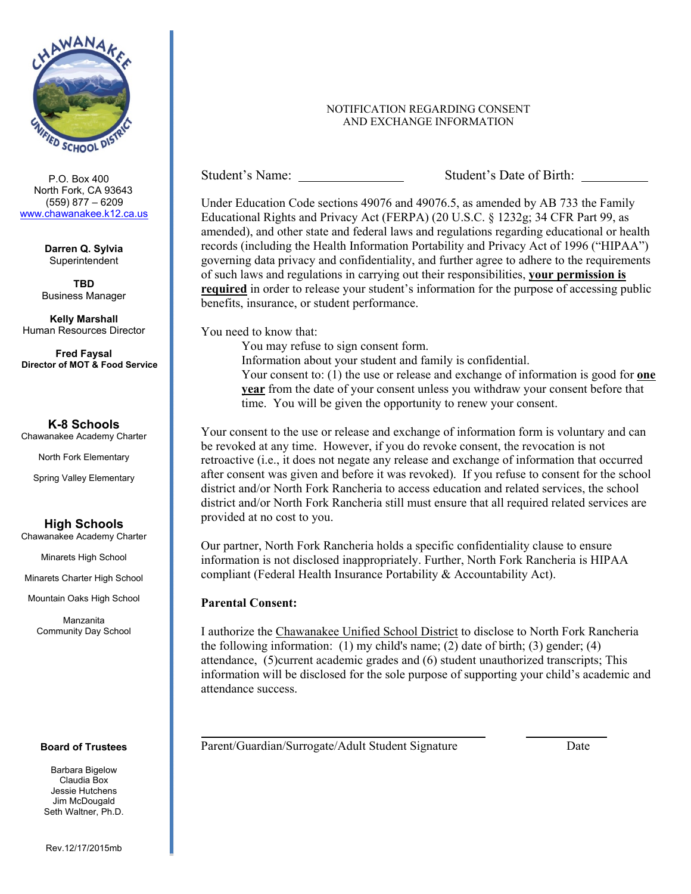P.O. Box 400
North Fork, CA 93643
(559) 877 – 6209
www.chawanakee.k12.ca.us

**Darren Q. Sylvia**
Superintendent

**TBD**
Business Manager

**Kelly Marshall**
Human Resources Director

**Fred Faysal**
**Director of MOT & Food Service**

**K-8 Schools**
Chawanakee Academy Charter
North Fork Elementary
Spring Valley Elementary

**High Schools**
Chawanakee Academy Charter
Minarets High School
Minarets Charter High School
Mountain Oaks High School
Manzanita Community Day School

**Board of Trustees**
Barbara Bigelow
Claudia Box
Jessie Hutchens
Jim McDougald
Seth Waltner, Ph.D.

Rev.12/17/2015mb

NOTIFICATION REGARDING CONSENT
AND EXCHANGE INFORMATION

Student's Name: ________________ Student's Date of Birth: __________

Under Education Code sections 49076 and 49076.5, as amended by AB 733 the Family Educational Rights and Privacy Act (FERPA) (20 U.S.C. § 1232g; 34 CFR Part 99, as amended), and other state and federal laws and regulations regarding educational or health records (including the Health Information Portability and Privacy Act of 1996 ("HIPAA") governing data privacy and confidentiality, and further agree to adhere to the requirements of such laws and regulations in carrying out their responsibilities, **your permission is required** in order to release your student's information for the purpose of accessing public benefits, insurance, or student performance.

You need to know that:

- You may refuse to sign consent form.
- Information about your student and family is confidential.
- Your consent to: (1) the use or release and exchange of information is good for **one year** from the date of your consent unless you withdraw your consent before that time. You will be given the opportunity to renew your consent.

Your consent to the use or release and exchange of information form is voluntary and can be revoked at any time. However, if you do revoke consent, the revocation is not retroactive (i.e., it does not negate any release and exchange of information that occurred after consent was given and before it was revoked). If you refuse to consent for the school district and/or North Fork Rancheria to access education and related services, the school district and/or North Fork Rancheria still must ensure that all required related services are provided at no cost to you.

Our partner, North Fork Rancheria holds a specific confidentiality clause to ensure information is not disclosed inappropriately. Further, North Fork Rancheria is HIPAA compliant (Federal Health Insurance Portability & Accountability Act).

**Parental Consent:**

I authorize the Chawanakee Unified School District to disclose to North Fork Rancheria the following information: (1) my child's name; (2) date of birth; (3) gender; (4) attendance, (5)current academic grades and (6) student unauthorized transcripts; This information will be disclosed for the sole purpose of supporting your child's academic and attendance success.

______________________________________ ____________

Parent/Guardian/Surrogate/Adult Student Signature Date